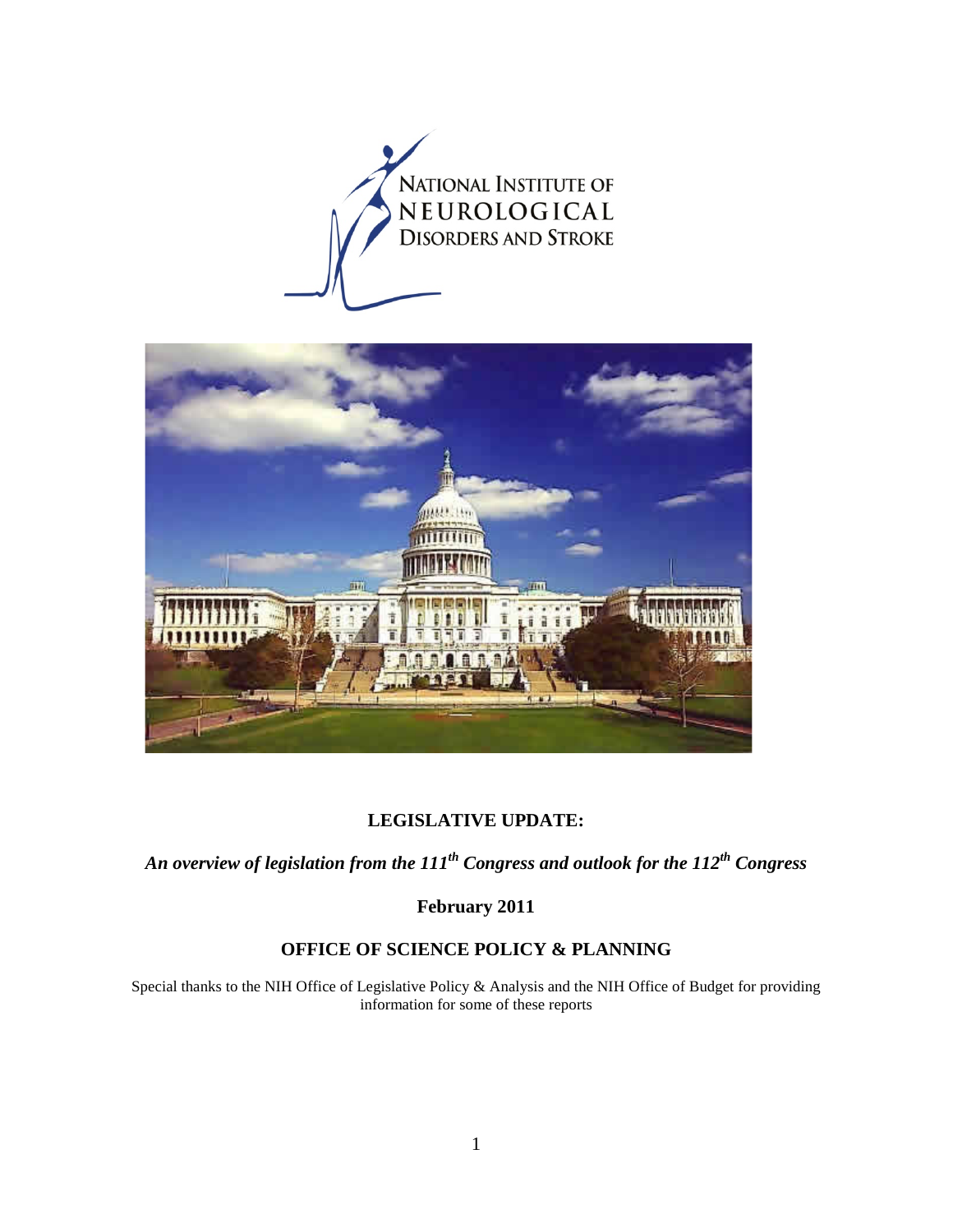NATIONAL INSTITUTE OF NEUROLOGICAL DISORDERS AND STROKE

# LEGISLATIVE UPDATE:

## *An overview of legislation from the 111th Congress and outlook for the 112th Congress*

**February 2011**

**OFFICE OF SCIENCE POLICY & PLANNING**

Special thanks to the NIH Office of Legislative Policy & Analysis and the NIH Office of Budget for providing information for some of these reports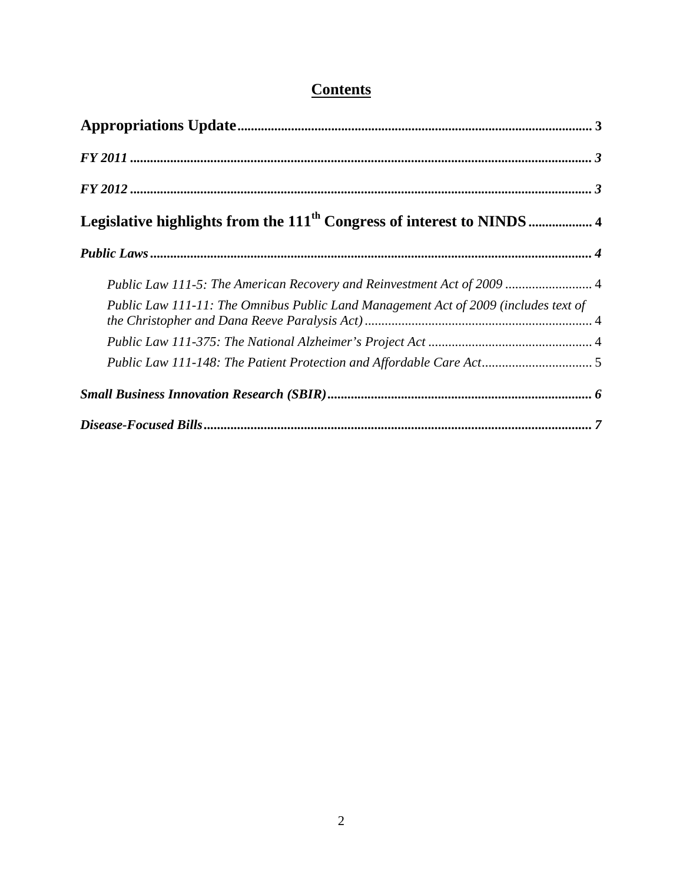# Contents

**Appropriations Update** ........ 3

***FY 2011*** ........ 3

***FY 2012*** ........ 3

**Legislative highlights from the 111th Congress of interest to NINDS** ........ 4

***Public Laws*** ........ 4

- *Public Law 111-5: The American Recovery and Reinvestment Act of 2009* ........ 4
- *Public Law 111-11: The Omnibus Public Land Management Act of 2009 (includes text of the Christopher and Dana Reeve Paralysis Act)* ........ 4
- *Public Law 111-375: The National Alzheimer's Project Act* ........ 4
- *Public Law 111-148: The Patient Protection and Affordable Care Act* ........ 5

***Small Business Innovation Research (SBIR)*** ........ 6

***Disease-Focused Bills*** ........ 7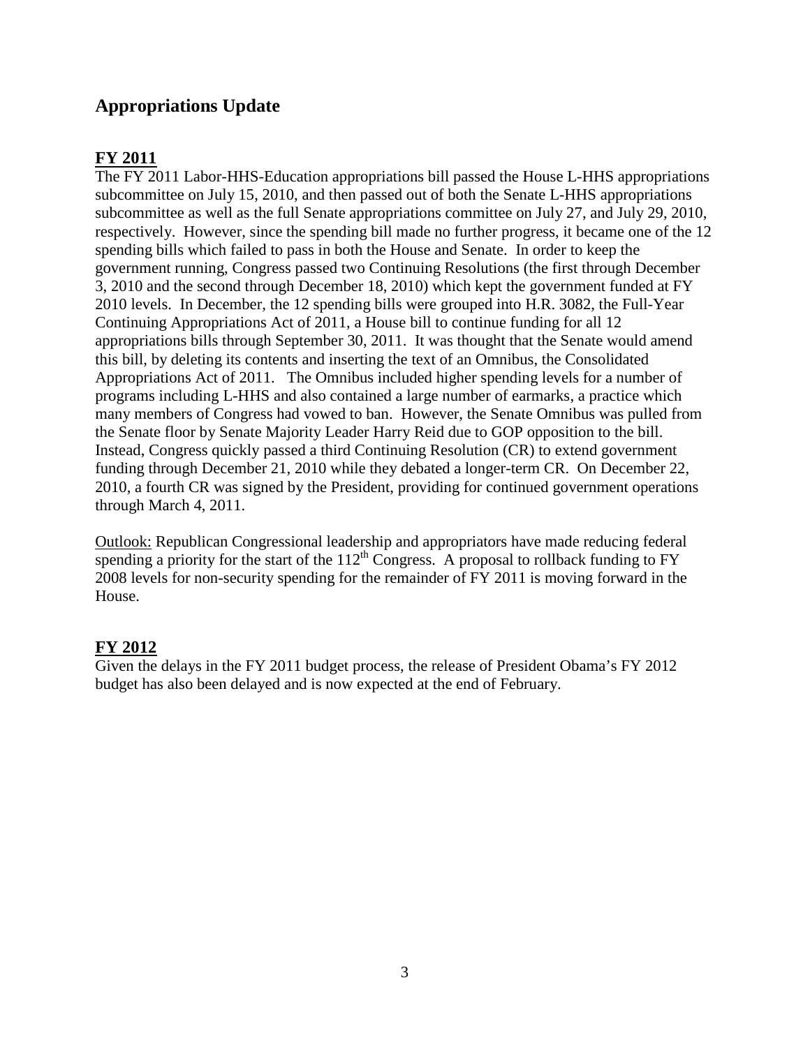## Appropriations Update

### FY 2011

The FY 2011 Labor-HHS-Education appropriations bill passed the House L-HHS appropriations subcommittee on July 15, 2010, and then passed out of both the Senate L-HHS appropriations subcommittee as well as the full Senate appropriations committee on July 27, and July 29, 2010, respectively. However, since the spending bill made no further progress, it became one of the 12 spending bills which failed to pass in both the House and Senate. In order to keep the government running, Congress passed two Continuing Resolutions (the first through December 3, 2010 and the second through December 18, 2010) which kept the government funded at FY 2010 levels. In December, the 12 spending bills were grouped into H.R. 3082, the Full-Year Continuing Appropriations Act of 2011, a House bill to continue funding for all 12 appropriations bills through September 30, 2011. It was thought that the Senate would amend this bill, by deleting its contents and inserting the text of an Omnibus, the Consolidated Appropriations Act of 2011. The Omnibus included higher spending levels for a number of programs including L-HHS and also contained a large number of earmarks, a practice which many members of Congress had vowed to ban. However, the Senate Omnibus was pulled from the Senate floor by Senate Majority Leader Harry Reid due to GOP opposition to the bill. Instead, Congress quickly passed a third Continuing Resolution (CR) to extend government funding through December 21, 2010 while they debated a longer-term CR. On December 22, 2010, a fourth CR was signed by the President, providing for continued government operations through March 4, 2011.

Outlook: Republican Congressional leadership and appropriators have made reducing federal spending a priority for the start of the 112th Congress. A proposal to rollback funding to FY 2008 levels for non-security spending for the remainder of FY 2011 is moving forward in the House.

### FY 2012

Given the delays in the FY 2011 budget process, the release of President Obama's FY 2012 budget has also been delayed and is now expected at the end of February.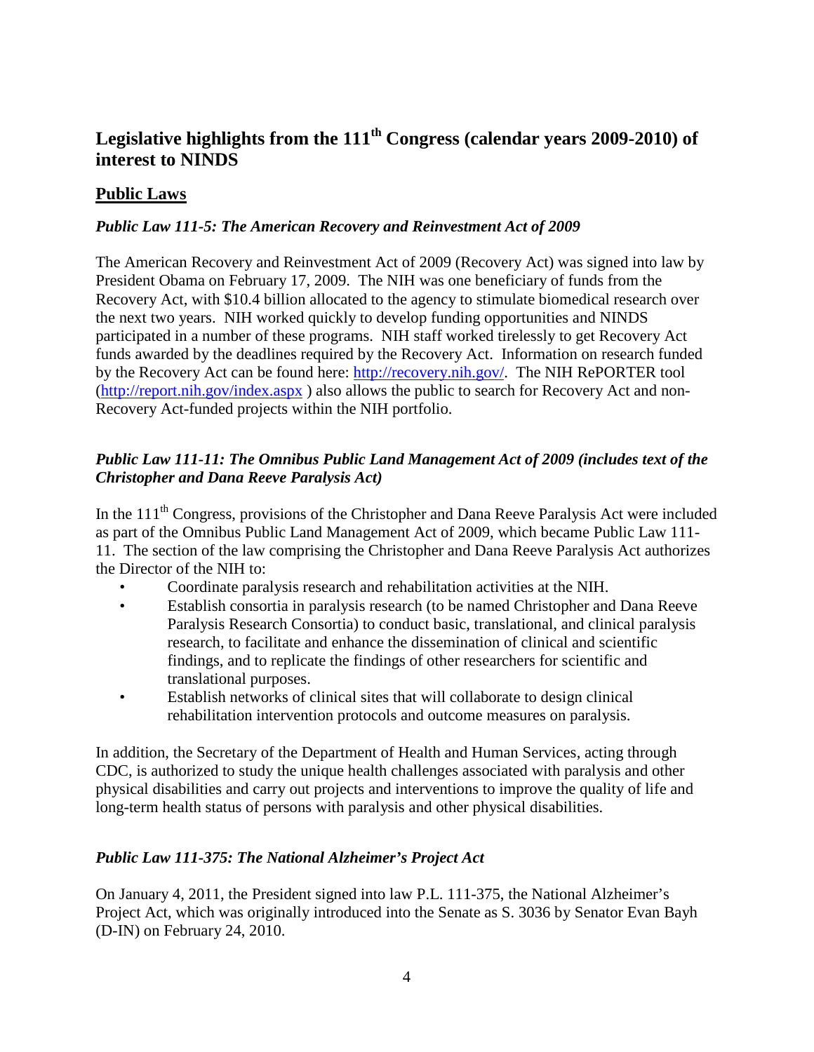# Legislative highlights from the 111th Congress (calendar years 2009-2010) of interest to NINDS

## Public Laws

### *Public Law 111-5: The American Recovery and Reinvestment Act of 2009*

The American Recovery and Reinvestment Act of 2009 (Recovery Act) was signed into law by President Obama on February 17, 2009. The NIH was one beneficiary of funds from the Recovery Act, with $10.4 billion allocated to the agency to stimulate biomedical research over the next two years. NIH worked quickly to develop funding opportunities and NINDS participated in a number of these programs. NIH staff worked tirelessly to get Recovery Act funds awarded by the deadlines required by the Recovery Act. Information on research funded by the Recovery Act can be found here: http://recovery.nih.gov/. The NIH RePORTER tool (http://report.nih.gov/index.aspx ) also allows the public to search for Recovery Act and non-Recovery Act-funded projects within the NIH portfolio.

### *Public Law 111-11: The Omnibus Public Land Management Act of 2009 (includes text of the Christopher and Dana Reeve Paralysis Act)*

In the 111th Congress, provisions of the Christopher and Dana Reeve Paralysis Act were included as part of the Omnibus Public Land Management Act of 2009, which became Public Law 111-11. The section of the law comprising the Christopher and Dana Reeve Paralysis Act authorizes the Director of the NIH to:

- Coordinate paralysis research and rehabilitation activities at the NIH.
- Establish consortia in paralysis research (to be named Christopher and Dana Reeve Paralysis Research Consortia) to conduct basic, translational, and clinical paralysis research, to facilitate and enhance the dissemination of clinical and scientific findings, and to replicate the findings of other researchers for scientific and translational purposes.
- Establish networks of clinical sites that will collaborate to design clinical rehabilitation intervention protocols and outcome measures on paralysis.

In addition, the Secretary of the Department of Health and Human Services, acting through CDC, is authorized to study the unique health challenges associated with paralysis and other physical disabilities and carry out projects and interventions to improve the quality of life and long-term health status of persons with paralysis and other physical disabilities.

### *Public Law 111-375: The National Alzheimer's Project Act*

On January 4, 2011, the President signed into law P.L. 111-375, the National Alzheimer's Project Act, which was originally introduced into the Senate as S. 3036 by Senator Evan Bayh (D-IN) on February 24, 2010.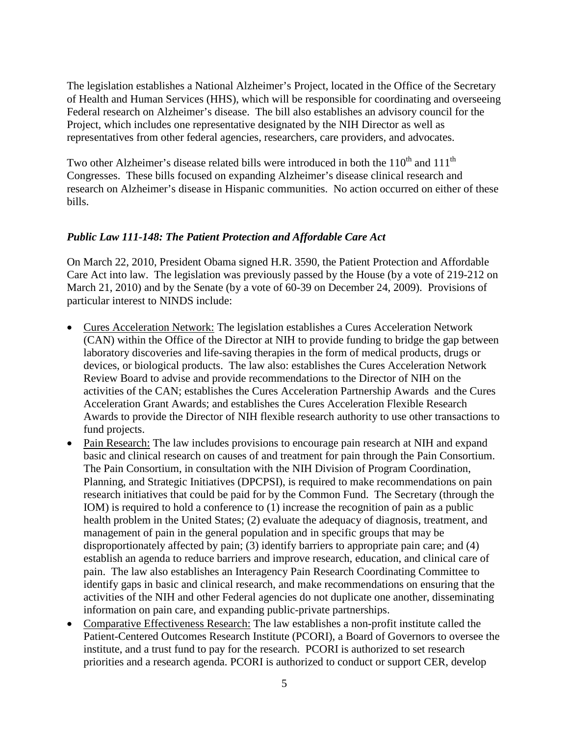The legislation establishes a National Alzheimer's Project, located in the Office of the Secretary of Health and Human Services (HHS), which will be responsible for coordinating and overseeing Federal research on Alzheimer's disease. The bill also establishes an advisory council for the Project, which includes one representative designated by the NIH Director as well as representatives from other federal agencies, researchers, care providers, and advocates.

Two other Alzheimer's disease related bills were introduced in both the 110th and 111th Congresses. These bills focused on expanding Alzheimer's disease clinical research and research on Alzheimer's disease in Hispanic communities. No action occurred on either of these bills.

### *Public Law 111-148: The Patient Protection and Affordable Care Act*

On March 22, 2010, President Obama signed H.R. 3590, the Patient Protection and Affordable Care Act into law. The legislation was previously passed by the House (by a vote of 219-212 on March 21, 2010) and by the Senate (by a vote of 60-39 on December 24, 2009). Provisions of particular interest to NINDS include:

- Cures Acceleration Network: The legislation establishes a Cures Acceleration Network (CAN) within the Office of the Director at NIH to provide funding to bridge the gap between laboratory discoveries and life-saving therapies in the form of medical products, drugs or devices, or biological products. The law also: establishes the Cures Acceleration Network Review Board to advise and provide recommendations to the Director of NIH on the activities of the CAN; establishes the Cures Acceleration Partnership Awards and the Cures Acceleration Grant Awards; and establishes the Cures Acceleration Flexible Research Awards to provide the Director of NIH flexible research authority to use other transactions to fund projects.
- Pain Research: The law includes provisions to encourage pain research at NIH and expand basic and clinical research on causes of and treatment for pain through the Pain Consortium. The Pain Consortium, in consultation with the NIH Division of Program Coordination, Planning, and Strategic Initiatives (DPCPSI), is required to make recommendations on pain research initiatives that could be paid for by the Common Fund. The Secretary (through the IOM) is required to hold a conference to (1) increase the recognition of pain as a public health problem in the United States; (2) evaluate the adequacy of diagnosis, treatment, and management of pain in the general population and in specific groups that may be disproportionately affected by pain; (3) identify barriers to appropriate pain care; and (4) establish an agenda to reduce barriers and improve research, education, and clinical care of pain. The law also establishes an Interagency Pain Research Coordinating Committee to identify gaps in basic and clinical research, and make recommendations on ensuring that the activities of the NIH and other Federal agencies do not duplicate one another, disseminating information on pain care, and expanding public-private partnerships.
- Comparative Effectiveness Research: The law establishes a non-profit institute called the Patient-Centered Outcomes Research Institute (PCORI), a Board of Governors to oversee the institute, and a trust fund to pay for the research. PCORI is authorized to set research priorities and a research agenda. PCORI is authorized to conduct or support CER, develop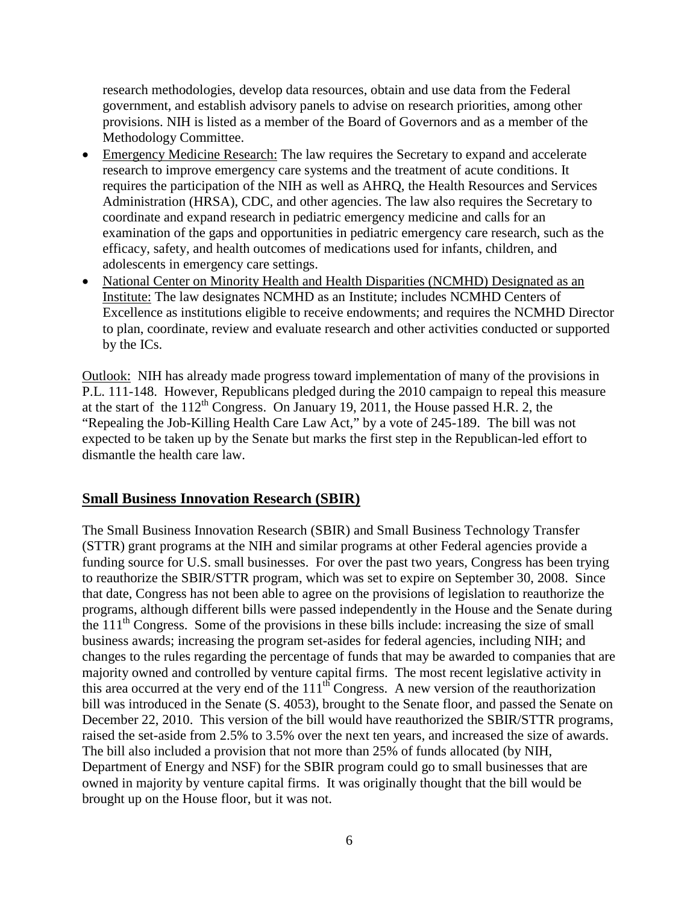research methodologies, develop data resources, obtain and use data from the Federal government, and establish advisory panels to advise on research priorities, among other provisions. NIH is listed as a member of the Board of Governors and as a member of the Methodology Committee.

- Emergency Medicine Research: The law requires the Secretary to expand and accelerate research to improve emergency care systems and the treatment of acute conditions. It requires the participation of the NIH as well as AHRQ, the Health Resources and Services Administration (HRSA), CDC, and other agencies. The law also requires the Secretary to coordinate and expand research in pediatric emergency medicine and calls for an examination of the gaps and opportunities in pediatric emergency care research, such as the efficacy, safety, and health outcomes of medications used for infants, children, and adolescents in emergency care settings.
- National Center on Minority Health and Health Disparities (NCMHD) Designated as an Institute: The law designates NCMHD as an Institute; includes NCMHD Centers of Excellence as institutions eligible to receive endowments; and requires the NCMHD Director to plan, coordinate, review and evaluate research and other activities conducted or supported by the ICs.

Outlook: NIH has already made progress toward implementation of many of the provisions in P.L. 111-148. However, Republicans pledged during the 2010 campaign to repeal this measure at the start of the 112th Congress. On January 19, 2011, the House passed H.R. 2, the "Repealing the Job-Killing Health Care Law Act," by a vote of 245-189. The bill was not expected to be taken up by the Senate but marks the first step in the Republican-led effort to dismantle the health care law.

## Small Business Innovation Research (SBIR)

The Small Business Innovation Research (SBIR) and Small Business Technology Transfer (STTR) grant programs at the NIH and similar programs at other Federal agencies provide a funding source for U.S. small businesses. For over the past two years, Congress has been trying to reauthorize the SBIR/STTR program, which was set to expire on September 30, 2008. Since that date, Congress has not been able to agree on the provisions of legislation to reauthorize the programs, although different bills were passed independently in the House and the Senate during the 111th Congress. Some of the provisions in these bills include: increasing the size of small business awards; increasing the program set-asides for federal agencies, including NIH; and changes to the rules regarding the percentage of funds that may be awarded to companies that are majority owned and controlled by venture capital firms. The most recent legislative activity in this area occurred at the very end of the 111th Congress. A new version of the reauthorization bill was introduced in the Senate (S. 4053), brought to the Senate floor, and passed the Senate on December 22, 2010. This version of the bill would have reauthorized the SBIR/STTR programs, raised the set-aside from 2.5% to 3.5% over the next ten years, and increased the size of awards. The bill also included a provision that not more than 25% of funds allocated (by NIH, Department of Energy and NSF) for the SBIR program could go to small businesses that are owned in majority by venture capital firms. It was originally thought that the bill would be brought up on the House floor, but it was not.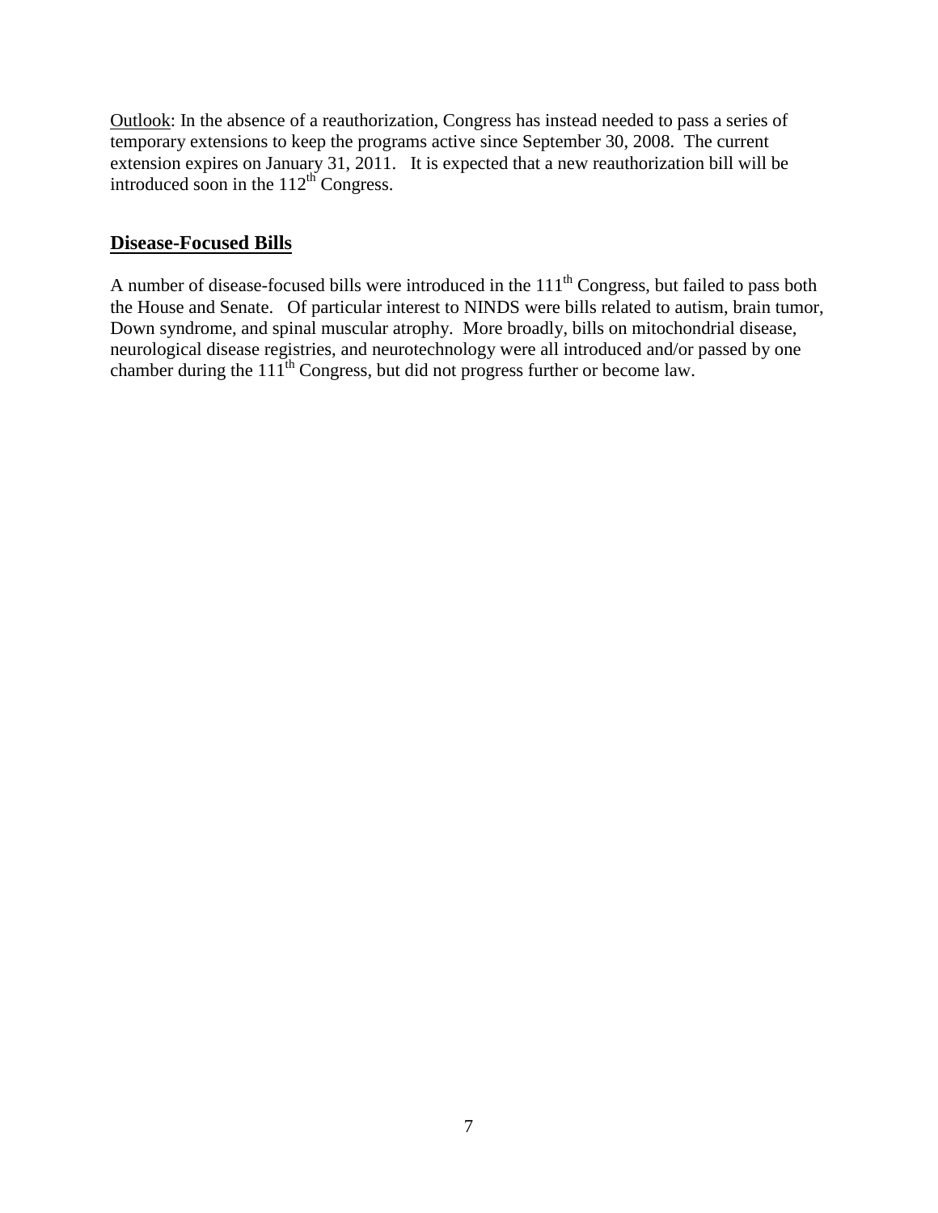Outlook: In the absence of a reauthorization, Congress has instead needed to pass a series of temporary extensions to keep the programs active since September 30, 2008. The current extension expires on January 31, 2011. It is expected that a new reauthorization bill will be introduced soon in the 112th Congress.

## Disease-Focused Bills

A number of disease-focused bills were introduced in the 111th Congress, but failed to pass both the House and Senate. Of particular interest to NINDS were bills related to autism, brain tumor, Down syndrome, and spinal muscular atrophy. More broadly, bills on mitochondrial disease, neurological disease registries, and neurotechnology were all introduced and/or passed by one chamber during the 111th Congress, but did not progress further or become law.